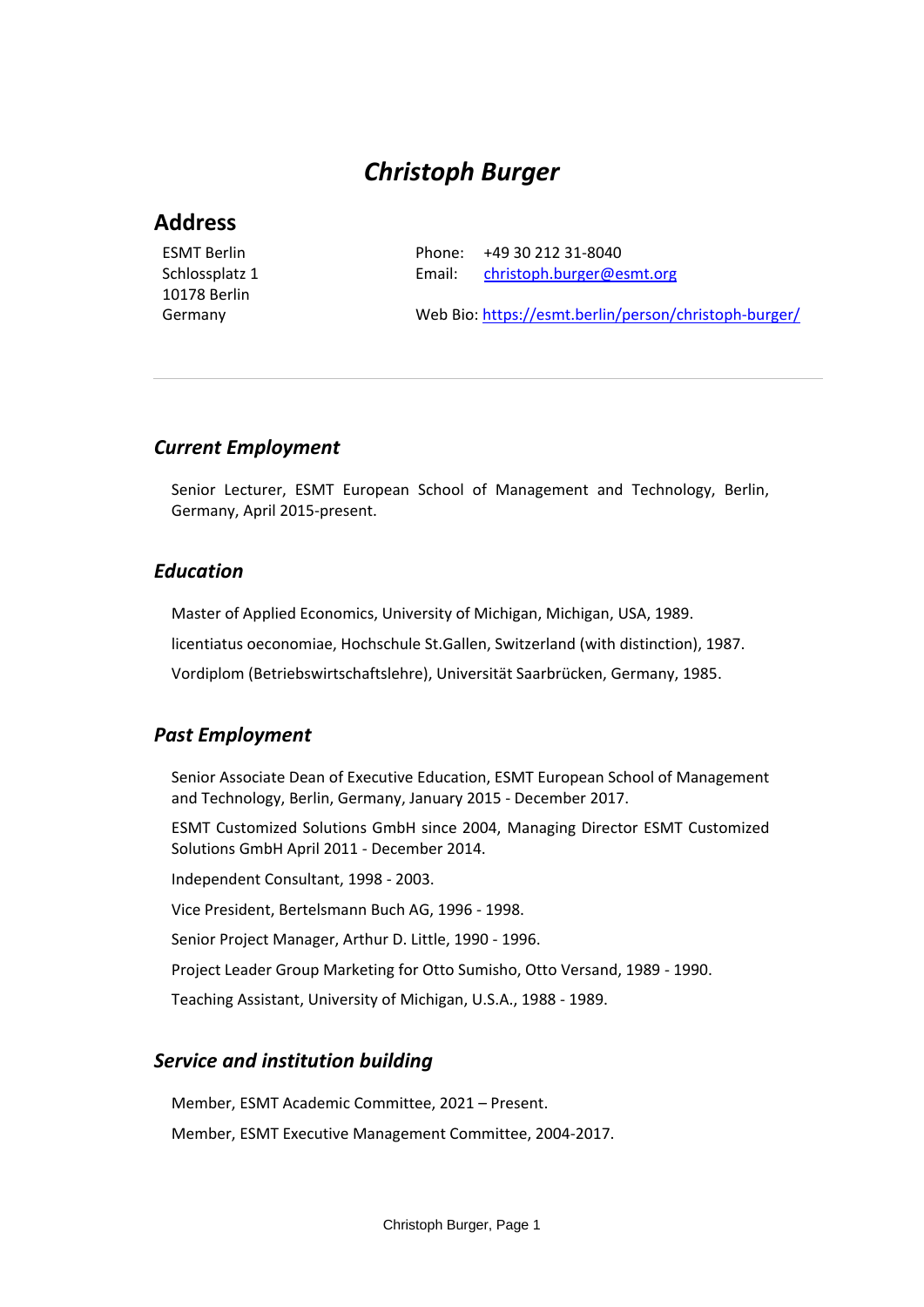# *Christoph Burger*

## Address

ESMT Berlin
Schlossplatz 1
10178 Berlin
Germany

Phone: +49 30 212 31-8040
Email: christoph.burger@esmt.org

Web Bio: https://esmt.berlin/person/christoph-burger/

---

### *Current Employment*

Senior Lecturer, ESMT European School of Management and Technology, Berlin, Germany, April 2015-present.

### *Education*

Master of Applied Economics, University of Michigan, Michigan, USA, 1989.

licentiatus oeconomiae, Hochschule St.Gallen, Switzerland (with distinction), 1987.

Vordiplom (Betriebswirtschaftslehre), Universität Saarbrücken, Germany, 1985.

### *Past Employment*

Senior Associate Dean of Executive Education, ESMT European School of Management and Technology, Berlin, Germany, January 2015 - December 2017.

ESMT Customized Solutions GmbH since 2004, Managing Director ESMT Customized Solutions GmbH April 2011 - December 2014.

Independent Consultant, 1998 - 2003.

Vice President, Bertelsmann Buch AG, 1996 - 1998.

Senior Project Manager, Arthur D. Little, 1990 - 1996.

Project Leader Group Marketing for Otto Sumisho, Otto Versand, 1989 - 1990.

Teaching Assistant, University of Michigan, U.S.A., 1988 - 1989.

### *Service and institution building*

Member, ESMT Academic Committee, 2021 – Present.

Member, ESMT Executive Management Committee, 2004-2017.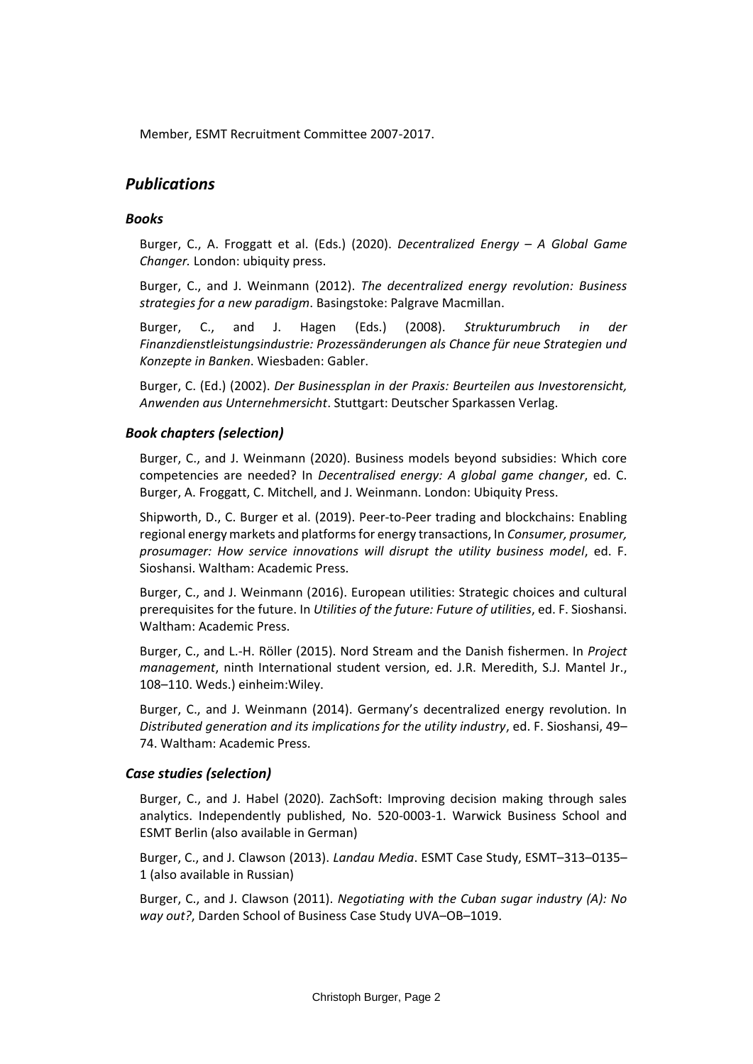Member, ESMT Recruitment Committee 2007-2017.

## *Publications*

### *Books*

Burger, C., A. Froggatt et al. (Eds.) (2020). *Decentralized Energy – A Global Game Changer.* London: ubiquity press.

Burger, C., and J. Weinmann (2012). *The decentralized energy revolution: Business strategies for a new paradigm*. Basingstoke: Palgrave Macmillan.

Burger, C., and J. Hagen (Eds.) (2008). *Strukturumbruch in der Finanzdienstleistungsindustrie: Prozessänderungen als Chance für neue Strategien und Konzepte in Banken*. Wiesbaden: Gabler.

Burger, C. (Ed.) (2002). *Der Businessplan in der Praxis: Beurteilen aus Investorensicht, Anwenden aus Unternehmersicht*. Stuttgart: Deutscher Sparkassen Verlag.

### *Book chapters (selection)*

Burger, C., and J. Weinmann (2020). Business models beyond subsidies: Which core competencies are needed? In *Decentralised energy: A global game changer*, ed. C. Burger, A. Froggatt, C. Mitchell, and J. Weinmann. London: Ubiquity Press.

Shipworth, D., C. Burger et al. (2019). Peer-to-Peer trading and blockchains: Enabling regional energy markets and platforms for energy transactions, In *Consumer, prosumer, prosumager: How service innovations will disrupt the utility business model*, ed. F. Sioshansi. Waltham: Academic Press.

Burger, C., and J. Weinmann (2016). European utilities: Strategic choices and cultural prerequisites for the future. In *Utilities of the future: Future of utilities*, ed. F. Sioshansi. Waltham: Academic Press.

Burger, C., and L.-H. Röller (2015). Nord Stream and the Danish fishermen. In *Project management*, ninth International student version, ed. J.R. Meredith, S.J. Mantel Jr., 108–110. Weds.) einheim:Wiley.

Burger, C., and J. Weinmann (2014). Germany's decentralized energy revolution. In *Distributed generation and its implications for the utility industry*, ed. F. Sioshansi, 49–74. Waltham: Academic Press.

### *Case studies (selection)*

Burger, C., and J. Habel (2020). ZachSoft: Improving decision making through sales analytics. Independently published, No. 520-0003-1. Warwick Business School and ESMT Berlin (also available in German)

Burger, C., and J. Clawson (2013). *Landau Media*. ESMT Case Study, ESMT–313–0135–1 (also available in Russian)

Burger, C., and J. Clawson (2011). *Negotiating with the Cuban sugar industry (A): No way out?*, Darden School of Business Case Study UVA–OB–1019.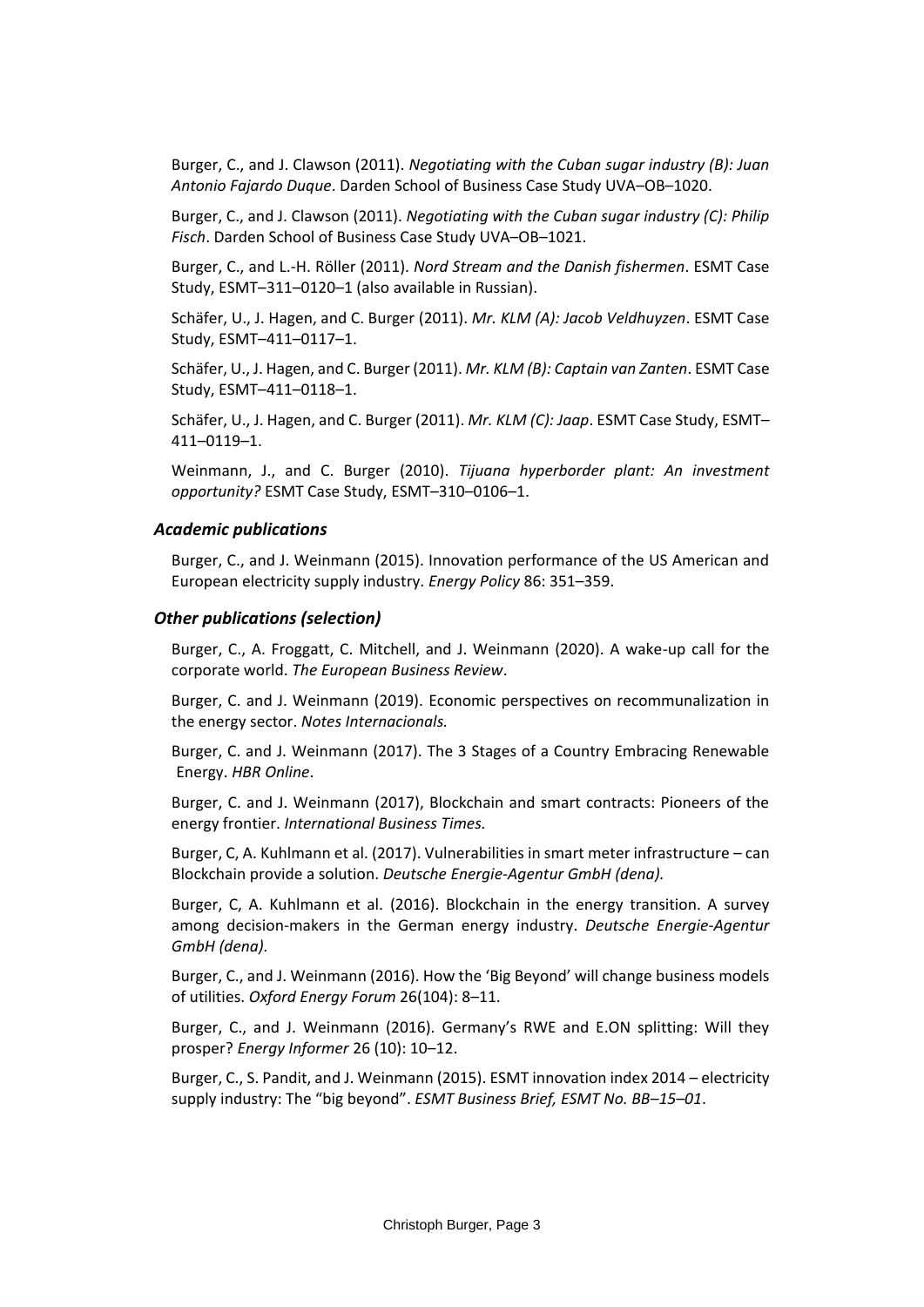Burger, C., and J. Clawson (2011). *Negotiating with the Cuban sugar industry (B): Juan Antonio Fajardo Duque*. Darden School of Business Case Study UVA–OB–1020.

Burger, C., and J. Clawson (2011). *Negotiating with the Cuban sugar industry (C): Philip Fisch*. Darden School of Business Case Study UVA–OB–1021.

Burger, C., and L.-H. Röller (2011). *Nord Stream and the Danish fishermen*. ESMT Case Study, ESMT–311–0120–1 (also available in Russian).

Schäfer, U., J. Hagen, and C. Burger (2011). *Mr. KLM (A): Jacob Veldhuyzen*. ESMT Case Study, ESMT–411–0117–1.

Schäfer, U., J. Hagen, and C. Burger (2011). *Mr. KLM (B): Captain van Zanten*. ESMT Case Study, ESMT–411–0118–1.

Schäfer, U., J. Hagen, and C. Burger (2011). *Mr. KLM (C): Jaap*. ESMT Case Study, ESMT–411–0119–1.

Weinmann, J., and C. Burger (2010). *Tijuana hyperborder plant: An investment opportunity?* ESMT Case Study, ESMT–310–0106–1.

### *Academic publications*

Burger, C., and J. Weinmann (2015). Innovation performance of the US American and European electricity supply industry. *Energy Policy* 86: 351–359.

### *Other publications (selection)*

Burger, C., A. Froggatt, C. Mitchell, and J. Weinmann (2020). A wake-up call for the corporate world. *The European Business Review*.

Burger, C. and J. Weinmann (2019). Economic perspectives on recommunalization in the energy sector. *Notes Internacionals.*

Burger, C. and J. Weinmann (2017). The 3 Stages of a Country Embracing Renewable Energy. *HBR Online*.

Burger, C. and J. Weinmann (2017), Blockchain and smart contracts: Pioneers of the energy frontier. *International Business Times.*

Burger, C, A. Kuhlmann et al. (2017). Vulnerabilities in smart meter infrastructure – can Blockchain provide a solution. *Deutsche Energie-Agentur GmbH (dena).*

Burger, C, A. Kuhlmann et al. (2016). Blockchain in the energy transition. A survey among decision-makers in the German energy industry. *Deutsche Energie-Agentur GmbH (dena).*

Burger, C., and J. Weinmann (2016). How the 'Big Beyond' will change business models of utilities. *Oxford Energy Forum* 26(104): 8–11.

Burger, C., and J. Weinmann (2016). Germany's RWE and E.ON splitting: Will they prosper? *Energy Informer* 26 (10): 10–12.

Burger, C., S. Pandit, and J. Weinmann (2015). ESMT innovation index 2014 – electricity supply industry: The "big beyond". *ESMT Business Brief, ESMT No. BB–15–01*.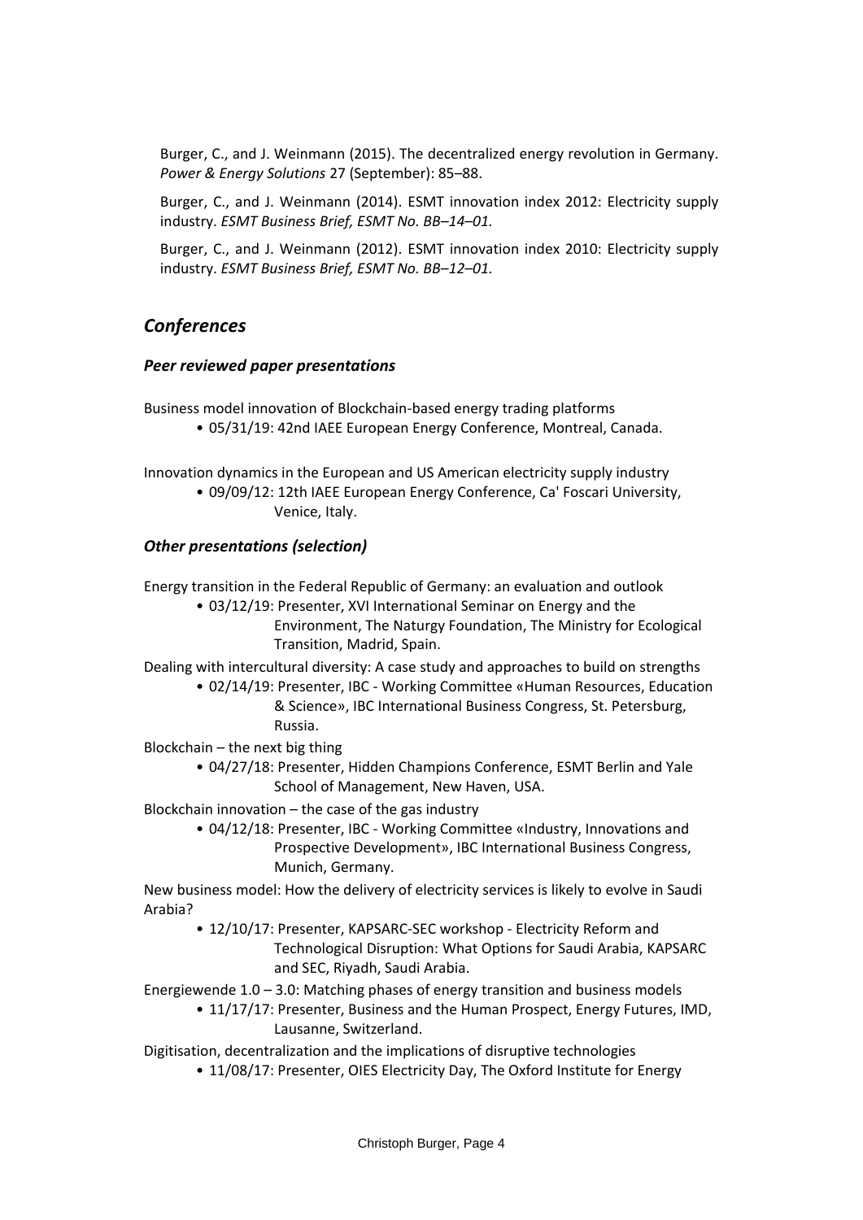Burger, C., and J. Weinmann (2015). The decentralized energy revolution in Germany. *Power & Energy Solutions* 27 (September): 85–88.

Burger, C., and J. Weinmann (2014). ESMT innovation index 2012: Electricity supply industry. *ESMT Business Brief, ESMT No. BB–14–01.*

Burger, C., and J. Weinmann (2012). ESMT innovation index 2010: Electricity supply industry. *ESMT Business Brief, ESMT No. BB–12–01.*

## *Conferences*

### *Peer reviewed paper presentations*

Business model innovation of Blockchain-based energy trading platforms

- 05/31/19: 42nd IAEE European Energy Conference, Montreal, Canada.

Innovation dynamics in the European and US American electricity supply industry

- 09/09/12: 12th IAEE European Energy Conference, Ca' Foscari University, Venice, Italy.

### *Other presentations (selection)*

Energy transition in the Federal Republic of Germany: an evaluation and outlook

- 03/12/19: Presenter, XVI International Seminar on Energy and the Environment, The Naturgy Foundation, The Ministry for Ecological Transition, Madrid, Spain.

Dealing with intercultural diversity: A case study and approaches to build on strengths

- 02/14/19: Presenter, IBC - Working Committee «Human Resources, Education & Science», IBC International Business Congress, St. Petersburg, Russia.

Blockchain – the next big thing

- 04/27/18: Presenter, Hidden Champions Conference, ESMT Berlin and Yale School of Management, New Haven, USA.

Blockchain innovation – the case of the gas industry

- 04/12/18: Presenter, IBC - Working Committee «Industry, Innovations and Prospective Development», IBC International Business Congress, Munich, Germany.

New business model: How the delivery of electricity services is likely to evolve in Saudi Arabia?

- 12/10/17: Presenter, KAPSARC-SEC workshop - Electricity Reform and Technological Disruption: What Options for Saudi Arabia, KAPSARC and SEC, Riyadh, Saudi Arabia.

Energiewende 1.0 – 3.0: Matching phases of energy transition and business models

- 11/17/17: Presenter, Business and the Human Prospect, Energy Futures, IMD, Lausanne, Switzerland.

Digitisation, decentralization and the implications of disruptive technologies

- 11/08/17: Presenter, OIES Electricity Day, The Oxford Institute for Energy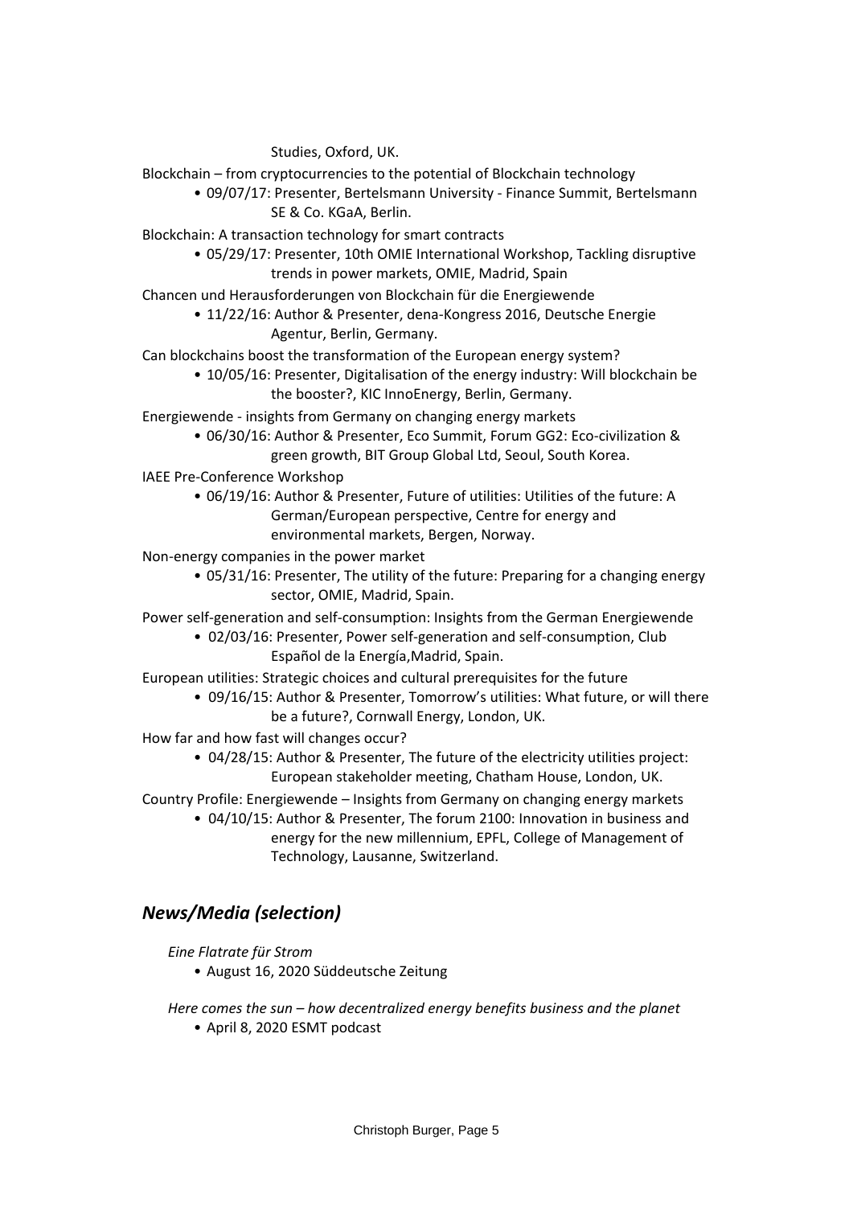Studies, Oxford, UK.

Blockchain – from cryptocurrencies to the potential of Blockchain technology

- 09/07/17: Presenter, Bertelsmann University - Finance Summit, Bertelsmann SE & Co. KGaA, Berlin.

Blockchain: A transaction technology for smart contracts

- 05/29/17: Presenter, 10th OMIE International Workshop, Tackling disruptive trends in power markets, OMIE, Madrid, Spain

Chancen und Herausforderungen von Blockchain für die Energiewende

- 11/22/16: Author & Presenter, dena-Kongress 2016, Deutsche Energie Agentur, Berlin, Germany.

Can blockchains boost the transformation of the European energy system?

- 10/05/16: Presenter, Digitalisation of the energy industry: Will blockchain be the booster?, KIC InnoEnergy, Berlin, Germany.

Energiewende - insights from Germany on changing energy markets

- 06/30/16: Author & Presenter, Eco Summit, Forum GG2: Eco-civilization & green growth, BIT Group Global Ltd, Seoul, South Korea.

IAEE Pre-Conference Workshop

- 06/19/16: Author & Presenter, Future of utilities: Utilities of the future: A German/European perspective, Centre for energy and environmental markets, Bergen, Norway.

Non-energy companies in the power market

- 05/31/16: Presenter, The utility of the future: Preparing for a changing energy sector, OMIE, Madrid, Spain.

Power self-generation and self-consumption: Insights from the German Energiewende

- 02/03/16: Presenter, Power self-generation and self-consumption, Club Español de la Energía,Madrid, Spain.

European utilities: Strategic choices and cultural prerequisites for the future

- 09/16/15: Author & Presenter, Tomorrow's utilities: What future, or will there be a future?, Cornwall Energy, London, UK.

How far and how fast will changes occur?

- 04/28/15: Author & Presenter, The future of the electricity utilities project: European stakeholder meeting, Chatham House, London, UK.

Country Profile: Energiewende – Insights from Germany on changing energy markets

- 04/10/15: Author & Presenter, The forum 2100: Innovation in business and energy for the new millennium, EPFL, College of Management of Technology, Lausanne, Switzerland.

## *News/Media (selection)*

*Eine Flatrate für Strom*

- August 16, 2020 Süddeutsche Zeitung

*Here comes the sun – how decentralized energy benefits business and the planet*

- April 8, 2020 ESMT podcast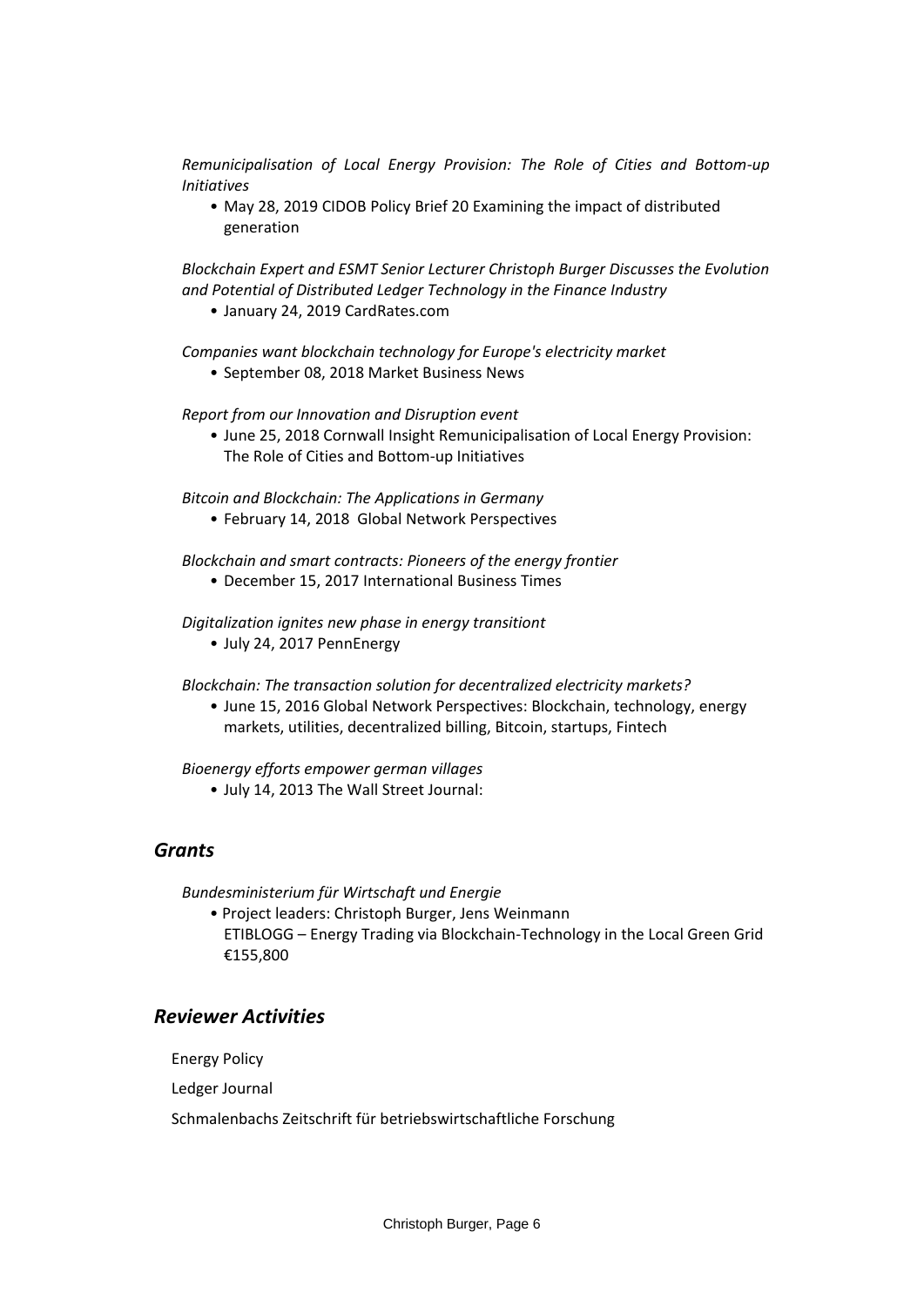*Remunicipalisation of Local Energy Provision: The Role of Cities and Bottom-up Initiatives*

- May 28, 2019 CIDOB Policy Brief 20 Examining the impact of distributed generation

*Blockchain Expert and ESMT Senior Lecturer Christoph Burger Discusses the Evolution and Potential of Distributed Ledger Technology in the Finance Industry*

- January 24, 2019 CardRates.com

*Companies want blockchain technology for Europe's electricity market*

- September 08, 2018 Market Business News

*Report from our Innovation and Disruption event*

- June 25, 2018 Cornwall Insight Remunicipalisation of Local Energy Provision: The Role of Cities and Bottom-up Initiatives

*Bitcoin and Blockchain: The Applications in Germany*

- February 14, 2018 Global Network Perspectives

*Blockchain and smart contracts: Pioneers of the energy frontier*

- December 15, 2017 International Business Times

*Digitalization ignites new phase in energy transitiont*

- July 24, 2017 PennEnergy

*Blockchain: The transaction solution for decentralized electricity markets?*

- June 15, 2016 Global Network Perspectives: Blockchain, technology, energy markets, utilities, decentralized billing, Bitcoin, startups, Fintech

*Bioenergy efforts empower german villages*

- July 14, 2013 The Wall Street Journal:

## *Grants*

*Bundesministerium für Wirtschaft und Energie*

- Project leaders: Christoph Burger, Jens Weinmann
  ETIBLOGG – Energy Trading via Blockchain-Technology in the Local Green Grid
  €155,800

## *Reviewer Activities*

Energy Policy

Ledger Journal

Schmalenbachs Zeitschrift für betriebswirtschaftliche Forschung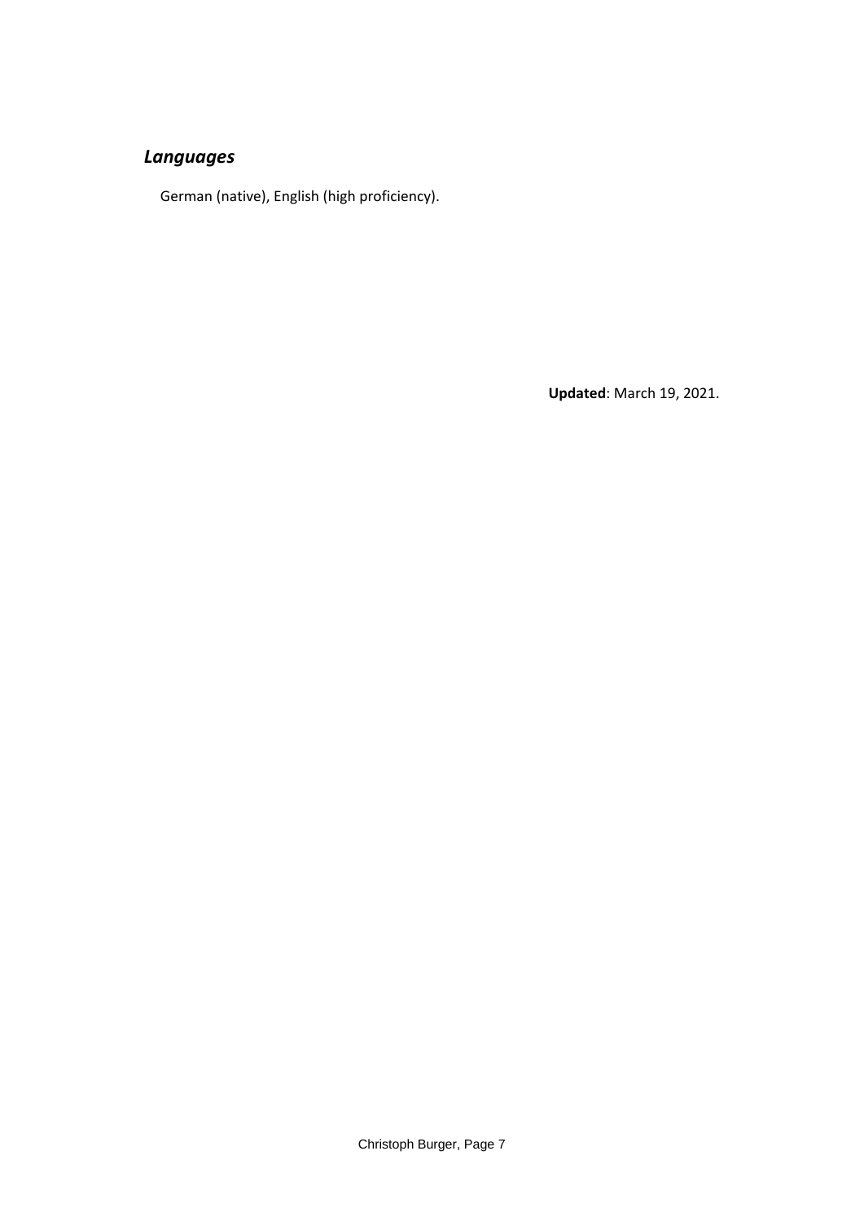### *Languages*

German (native), English (high proficiency).

**Updated**: March 19, 2021.